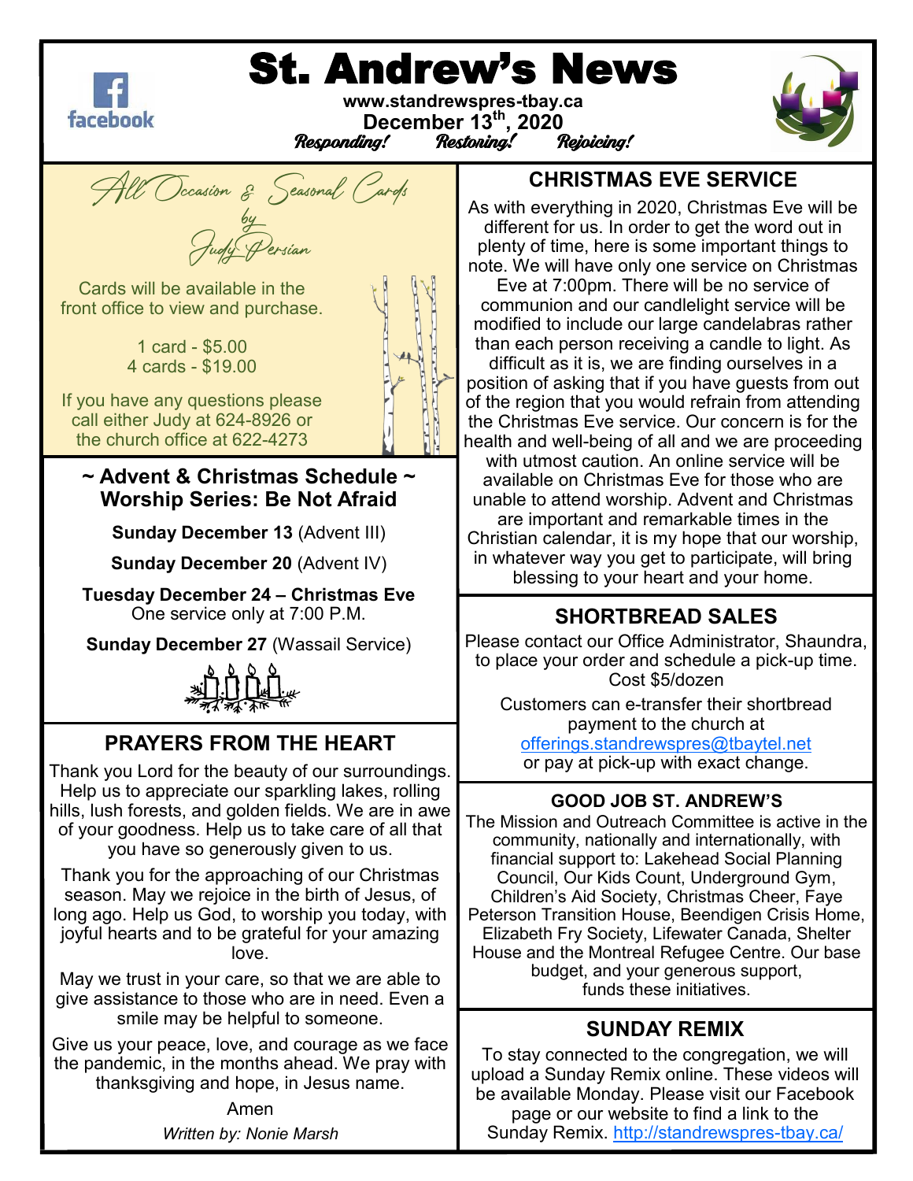# St. Andrew's News

www.standrewspres-tbay.ca

December 13th, 2020

*Responding!* *Restoring!* *Rejoicing!*

## All Occasion & Seasonal Cards

by

Judy Persian

Cards will be available in the front office to view and purchase.

1 card - $5.00
4 cards - $19.00

If you have any questions please call either Judy at 624-8926 or the church office at 622-4273

## ~ Advent & Christmas Schedule ~
## Worship Series: Be Not Afraid

**Sunday December 13** (Advent III)

**Sunday December 20** (Advent IV)

**Tuesday December 24 – Christmas Eve**
One service only at 7:00 P.M.

**Sunday December 27** (Wassail Service)

## PRAYERS FROM THE HEART

Thank you Lord for the beauty of our surroundings. Help us to appreciate our sparkling lakes, rolling hills, lush forests, and golden fields. We are in awe of your goodness. Help us to take care of all that you have so generously given to us.

Thank you for the approaching of our Christmas season. May we rejoice in the birth of Jesus, of long ago. Help us God, to worship you today, with joyful hearts and to be grateful for your amazing love.

May we trust in your care, so that we are able to give assistance to those who are in need. Even a smile may be helpful to someone.

Give us your peace, love, and courage as we face the pandemic, in the months ahead. We pray with thanksgiving and hope, in Jesus name.

Amen

*Written by: Nonie Marsh*

## CHRISTMAS EVE SERVICE

As with everything in 2020, Christmas Eve will be different for us. In order to get the word out in plenty of time, here is some important things to note. We will have only one service on Christmas Eve at 7:00pm. There will be no service of communion and our candlelight service will be modified to include our large candelabras rather than each person receiving a candle to light. As difficult as it is, we are finding ourselves in a position of asking that if you have guests from out of the region that you would refrain from attending the Christmas Eve service. Our concern is for the health and well-being of all and we are proceeding with utmost caution. An online service will be available on Christmas Eve for those who are unable to attend worship. Advent and Christmas are important and remarkable times in the Christian calendar, it is my hope that our worship, in whatever way you get to participate, will bring blessing to your heart and your home.

## SHORTBREAD SALES

Please contact our Office Administrator, Shaundra, to place your order and schedule a pick-up time. Cost $5/dozen

Customers can e-transfer their shortbread payment to the church at offerings.standrewspres@tbaytel.net or pay at pick-up with exact change.

### GOOD JOB ST. ANDREW'S

The Mission and Outreach Committee is active in the community, nationally and internationally, with financial support to: Lakehead Social Planning Council, Our Kids Count, Underground Gym, Children's Aid Society, Christmas Cheer, Faye Peterson Transition House, Beendigen Crisis Home, Elizabeth Fry Society, Lifewater Canada, Shelter House and the Montreal Refugee Centre. Our base budget, and your generous support, funds these initiatives.

## SUNDAY REMIX

To stay connected to the congregation, we will upload a Sunday Remix online. These videos will be available Monday. Please visit our Facebook page or our website to find a link to the Sunday Remix. http://standrewspres-tbay.ca/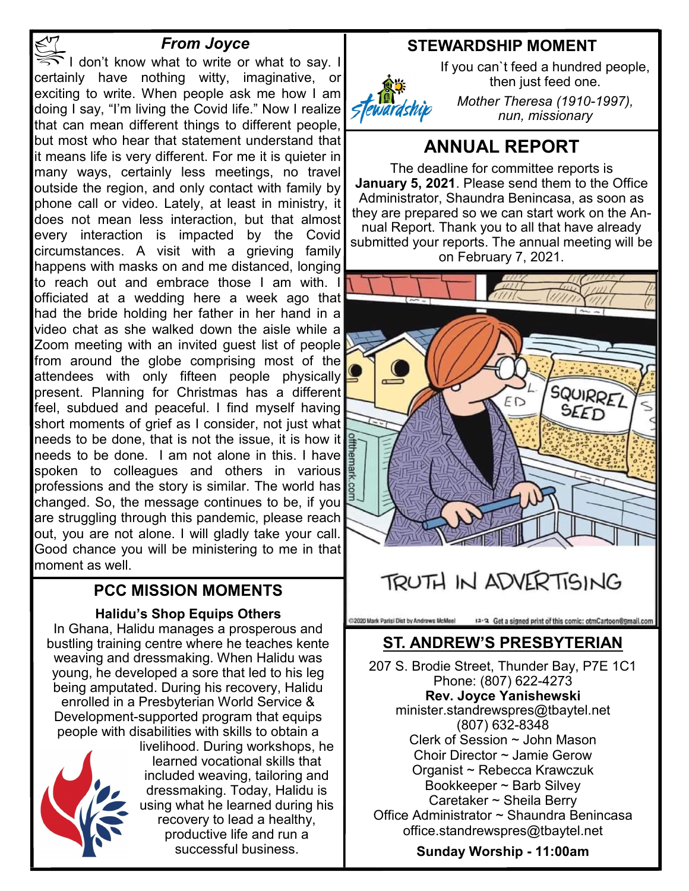## *From Joyce*

I don't know what to write or what to say. I certainly have nothing witty, imaginative, or exciting to write. When people ask me how I am doing I say, "I'm living the Covid life." Now I realize that can mean different things to different people, but most who hear that statement understand that it means life is very different. For me it is quieter in many ways, certainly less meetings, no travel outside the region, and only contact with family by phone call or video. Lately, at least in ministry, it does not mean less interaction, but that almost every interaction is impacted by the Covid circumstances. A visit with a grieving family happens with masks on and me distanced, longing to reach out and embrace those I am with. I officiated at a wedding here a week ago that had the bride holding her father in her hand in a video chat as she walked down the aisle while a Zoom meeting with an invited guest list of people from around the globe comprising most of the attendees with only fifteen people physically present. Planning for Christmas has a different feel, subdued and peaceful. I find myself having short moments of grief as I consider, not just what needs to be done, that is not the issue, it is how it needs to be done. I am not alone in this. I have spoken to colleagues and others in various professions and the story is similar. The world has changed. So, the message continues to be, if you are struggling through this pandemic, please reach out, you are not alone. I will gladly take your call. Good chance you will be ministering to me in that moment as well.

## PCC MISSION MOMENTS

**Halidu's Shop Equips Others**

In Ghana, Halidu manages a prosperous and bustling training centre where he teaches kente weaving and dressmaking. When Halidu was young, he developed a sore that led to his leg being amputated. During his recovery, Halidu enrolled in a Presbyterian World Service & Development-supported program that equips people with disabilities with skills to obtain a livelihood. During workshops, he learned vocational skills that included weaving, tailoring and dressmaking. Today, Halidu is using what he learned during his recovery to lead a healthy, productive life and run a successful business.

## STEWARDSHIP MOMENT

If you can`t feed a hundred people, then just feed one.

*Mother Theresa (1910-1997), nun, missionary*

## ANNUAL REPORT

The deadline for committee reports is **January 5, 2021**. Please send them to the Office Administrator, Shaundra Benincasa, as soon as they are prepared so we can start work on the Annual Report. Thank you to all that have already submitted your reports. The annual meeting will be on February 7, 2021.

TRUTH IN ADVERTISING

©2020 Mark Parisi Dist by Andrews McMeel 12-2 Get a signed print of this comic: otmCartoon@gmail.com

## ST. ANDREW'S PRESBYTERIAN

207 S. Brodie Street, Thunder Bay, P7E 1C1
Phone: (807) 622-4273
**Rev. Joyce Yanishewski**
minister.standrewspres@tbaytel.net
(807) 632-8348
Clerk of Session ~ John Mason
Choir Director ~ Jamie Gerow
Organist ~ Rebecca Krawczuk
Bookkeeper ~ Barb Silvey
Caretaker ~ Sheila Berry
Office Administrator ~ Shaundra Benincasa
office.standrewspres@tbaytel.net

**Sunday Worship - 11:00am**